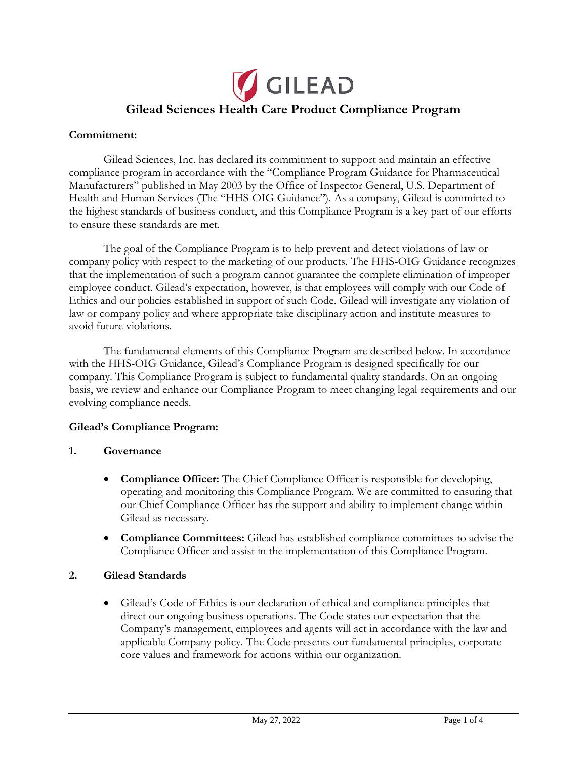# Gilead Sciences Health Care Product Compliance Program

**Commitment:**

Gilead Sciences, Inc. has declared its commitment to support and maintain an effective compliance program in accordance with the "Compliance Program Guidance for Pharmaceutical Manufacturers" published in May 2003 by the Office of Inspector General, U.S. Department of Health and Human Services (The "HHS-OIG Guidance"). As a company, Gilead is committed to the highest standards of business conduct, and this Compliance Program is a key part of our efforts to ensure these standards are met.

The goal of the Compliance Program is to help prevent and detect violations of law or company policy with respect to the marketing of our products. The HHS-OIG Guidance recognizes that the implementation of such a program cannot guarantee the complete elimination of improper employee conduct. Gilead's expectation, however, is that employees will comply with our Code of Ethics and our policies established in support of such Code. Gilead will investigate any violation of law or company policy and where appropriate take disciplinary action and institute measures to avoid future violations.

The fundamental elements of this Compliance Program are described below. In accordance with the HHS-OIG Guidance, Gilead's Compliance Program is designed specifically for our company. This Compliance Program is subject to fundamental quality standards. On an ongoing basis, we review and enhance our Compliance Program to meet changing legal requirements and our evolving compliance needs.

**Gilead's Compliance Program:**

**1. Governance**

- **Compliance Officer:** The Chief Compliance Officer is responsible for developing, operating and monitoring this Compliance Program. We are committed to ensuring that our Chief Compliance Officer has the support and ability to implement change within Gilead as necessary.
- **Compliance Committees:** Gilead has established compliance committees to advise the Compliance Officer and assist in the implementation of this Compliance Program.

**2. Gilead Standards**

- Gilead's Code of Ethics is our declaration of ethical and compliance principles that direct our ongoing business operations. The Code states our expectation that the Company's management, employees and agents will act in accordance with the law and applicable Company policy. The Code presents our fundamental principles, corporate core values and framework for actions within our organization.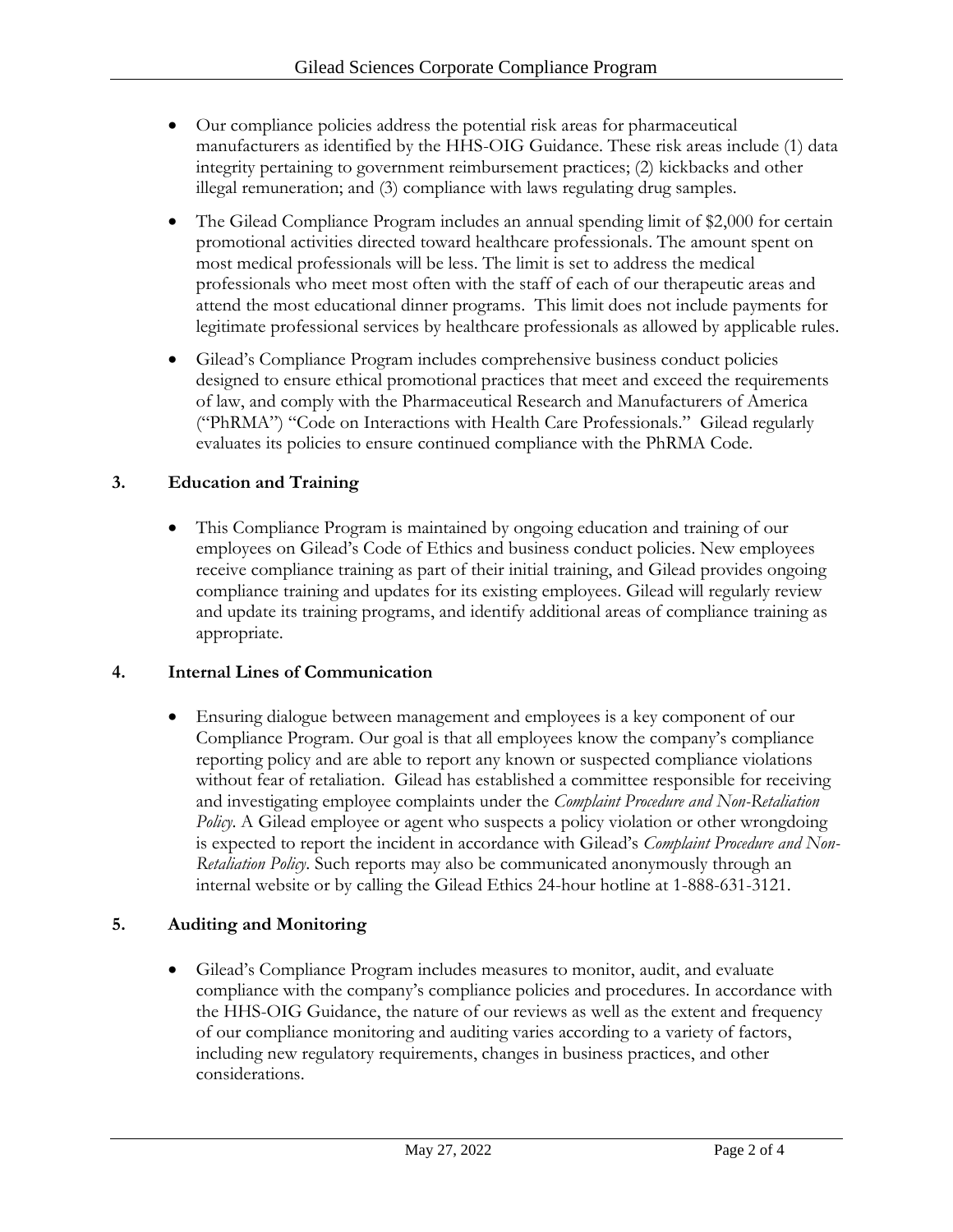- Our compliance policies address the potential risk areas for pharmaceutical manufacturers as identified by the HHS-OIG Guidance. These risk areas include (1) data integrity pertaining to government reimbursement practices; (2) kickbacks and other illegal remuneration; and (3) compliance with laws regulating drug samples.
- The Gilead Compliance Program includes an annual spending limit of $2,000 for certain promotional activities directed toward healthcare professionals. The amount spent on most medical professionals will be less. The limit is set to address the medical professionals who meet most often with the staff of each of our therapeutic areas and attend the most educational dinner programs. This limit does not include payments for legitimate professional services by healthcare professionals as allowed by applicable rules.
- Gilead's Compliance Program includes comprehensive business conduct policies designed to ensure ethical promotional practices that meet and exceed the requirements of law, and comply with the Pharmaceutical Research and Manufacturers of America ("PhRMA") "Code on Interactions with Health Care Professionals." Gilead regularly evaluates its policies to ensure continued compliance with the PhRMA Code.

## 3. Education and Training

- This Compliance Program is maintained by ongoing education and training of our employees on Gilead's Code of Ethics and business conduct policies. New employees receive compliance training as part of their initial training, and Gilead provides ongoing compliance training and updates for its existing employees. Gilead will regularly review and update its training programs, and identify additional areas of compliance training as appropriate.

## 4. Internal Lines of Communication

- Ensuring dialogue between management and employees is a key component of our Compliance Program. Our goal is that all employees know the company's compliance reporting policy and are able to report any known or suspected compliance violations without fear of retaliation. Gilead has established a committee responsible for receiving and investigating employee complaints under the *Complaint Procedure and Non-Retaliation Policy.* A Gilead employee or agent who suspects a policy violation or other wrongdoing is expected to report the incident in accordance with Gilead's *Complaint Procedure and Non-Retaliation Policy*. Such reports may also be communicated anonymously through an internal website or by calling the Gilead Ethics 24-hour hotline at 1-888-631-3121.

## 5. Auditing and Monitoring

- Gilead's Compliance Program includes measures to monitor, audit, and evaluate compliance with the company's compliance policies and procedures. In accordance with the HHS-OIG Guidance, the nature of our reviews as well as the extent and frequency of our compliance monitoring and auditing varies according to a variety of factors, including new regulatory requirements, changes in business practices, and other considerations.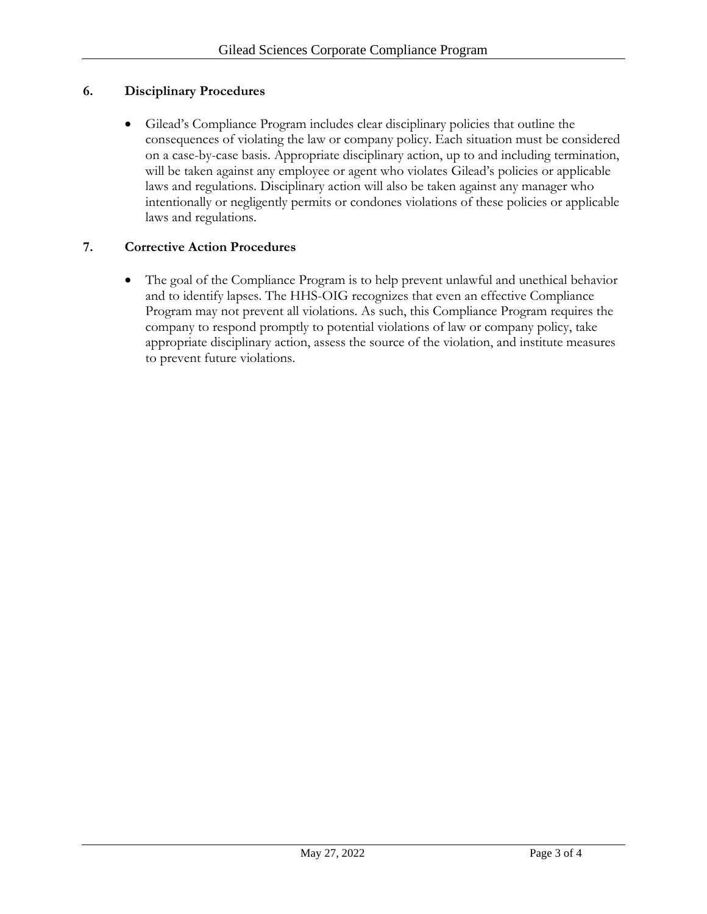## 6. Disciplinary Procedures

- Gilead's Compliance Program includes clear disciplinary policies that outline the consequences of violating the law or company policy. Each situation must be considered on a case-by-case basis. Appropriate disciplinary action, up to and including termination, will be taken against any employee or agent who violates Gilead's policies or applicable laws and regulations. Disciplinary action will also be taken against any manager who intentionally or negligently permits or condones violations of these policies or applicable laws and regulations.

## 7. Corrective Action Procedures

- The goal of the Compliance Program is to help prevent unlawful and unethical behavior and to identify lapses. The HHS-OIG recognizes that even an effective Compliance Program may not prevent all violations. As such, this Compliance Program requires the company to respond promptly to potential violations of law or company policy, take appropriate disciplinary action, assess the source of the violation, and institute measures to prevent future violations.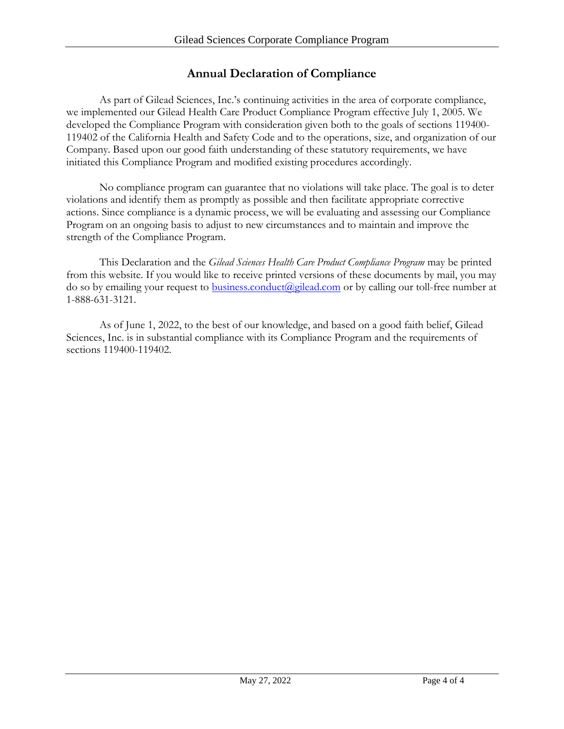# Annual Declaration of Compliance

As part of Gilead Sciences, Inc.'s continuing activities in the area of corporate compliance, we implemented our Gilead Health Care Product Compliance Program effective July 1, 2005. We developed the Compliance Program with consideration given both to the goals of sections 119400-119402 of the California Health and Safety Code and to the operations, size, and organization of our Company. Based upon our good faith understanding of these statutory requirements, we have initiated this Compliance Program and modified existing procedures accordingly.

No compliance program can guarantee that no violations will take place. The goal is to deter violations and identify them as promptly as possible and then facilitate appropriate corrective actions. Since compliance is a dynamic process, we will be evaluating and assessing our Compliance Program on an ongoing basis to adjust to new circumstances and to maintain and improve the strength of the Compliance Program.

This Declaration and the *Gilead Sciences Health Care Product Compliance Program* may be printed from this website. If you would like to receive printed versions of these documents by mail, you may do so by emailing your request to business.conduct@gilead.com or by calling our toll-free number at 1-888-631-3121.

As of June 1, 2022, to the best of our knowledge, and based on a good faith belief, Gilead Sciences, Inc. is in substantial compliance with its Compliance Program and the requirements of sections 119400-119402.